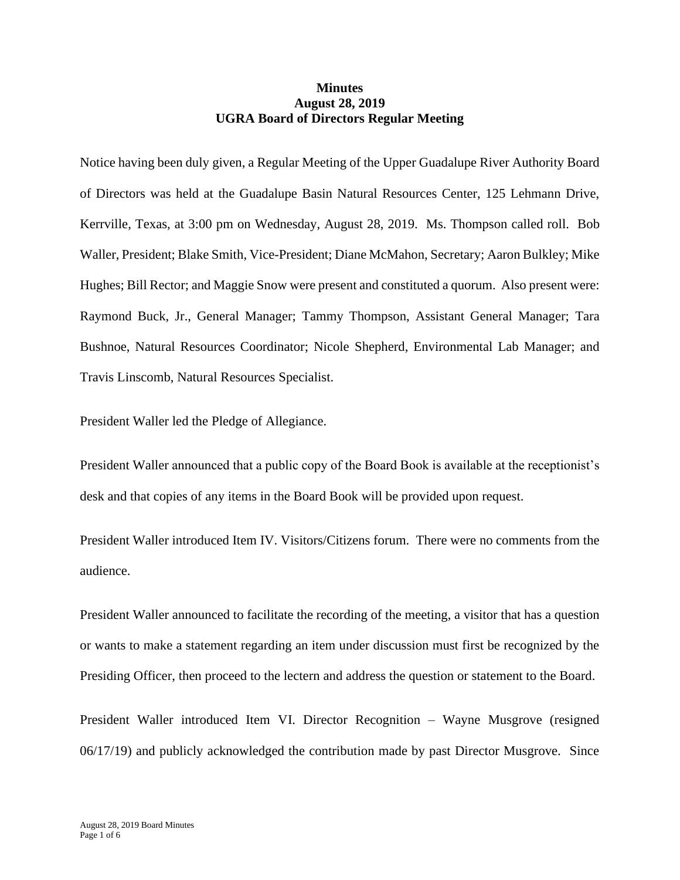**Minutes**
**August 28, 2019**
**UGRA Board of Directors Regular Meeting**

Notice having been duly given, a Regular Meeting of the Upper Guadalupe River Authority Board of Directors was held at the Guadalupe Basin Natural Resources Center, 125 Lehmann Drive, Kerrville, Texas, at 3:00 pm on Wednesday, August 28, 2019. Ms. Thompson called roll. Bob Waller, President; Blake Smith, Vice-President; Diane McMahon, Secretary; Aaron Bulkley; Mike Hughes; Bill Rector; and Maggie Snow were present and constituted a quorum. Also present were: Raymond Buck, Jr., General Manager; Tammy Thompson, Assistant General Manager; Tara Bushnoe, Natural Resources Coordinator; Nicole Shepherd, Environmental Lab Manager; and Travis Linscomb, Natural Resources Specialist.

President Waller led the Pledge of Allegiance.

President Waller announced that a public copy of the Board Book is available at the receptionist's desk and that copies of any items in the Board Book will be provided upon request.

President Waller introduced Item IV. Visitors/Citizens forum. There were no comments from the audience.

President Waller announced to facilitate the recording of the meeting, a visitor that has a question or wants to make a statement regarding an item under discussion must first be recognized by the Presiding Officer, then proceed to the lectern and address the question or statement to the Board.

President Waller introduced Item VI. Director Recognition – Wayne Musgrove (resigned 06/17/19) and publicly acknowledged the contribution made by past Director Musgrove. Since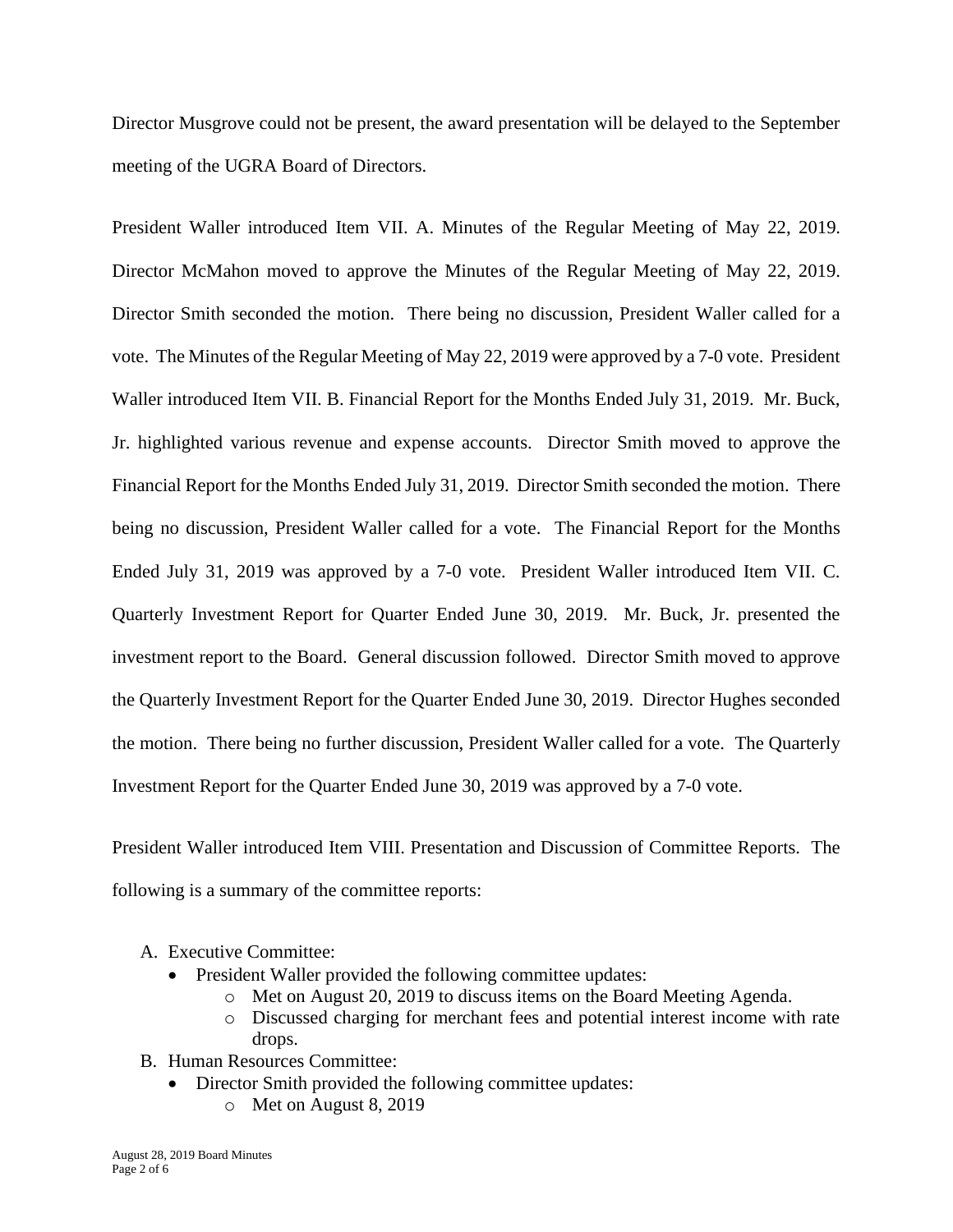Director Musgrove could not be present, the award presentation will be delayed to the September meeting of the UGRA Board of Directors.

President Waller introduced Item VII. A. Minutes of the Regular Meeting of May 22, 2019. Director McMahon moved to approve the Minutes of the Regular Meeting of May 22, 2019. Director Smith seconded the motion. There being no discussion, President Waller called for a vote. The Minutes of the Regular Meeting of May 22, 2019 were approved by a 7-0 vote. President Waller introduced Item VII. B. Financial Report for the Months Ended July 31, 2019. Mr. Buck, Jr. highlighted various revenue and expense accounts. Director Smith moved to approve the Financial Report for the Months Ended July 31, 2019. Director Smith seconded the motion. There being no discussion, President Waller called for a vote. The Financial Report for the Months Ended July 31, 2019 was approved by a 7-0 vote. President Waller introduced Item VII. C. Quarterly Investment Report for Quarter Ended June 30, 2019. Mr. Buck, Jr. presented the investment report to the Board. General discussion followed. Director Smith moved to approve the Quarterly Investment Report for the Quarter Ended June 30, 2019. Director Hughes seconded the motion. There being no further discussion, President Waller called for a vote. The Quarterly Investment Report for the Quarter Ended June 30, 2019 was approved by a 7-0 vote.

President Waller introduced Item VIII. Presentation and Discussion of Committee Reports. The following is a summary of the committee reports:

A. Executive Committee:
   - President Waller provided the following committee updates:
     - Met on August 20, 2019 to discuss items on the Board Meeting Agenda.
     - Discussed charging for merchant fees and potential interest income with rate drops.

B. Human Resources Committee:
   - Director Smith provided the following committee updates:
     - Met on August 8, 2019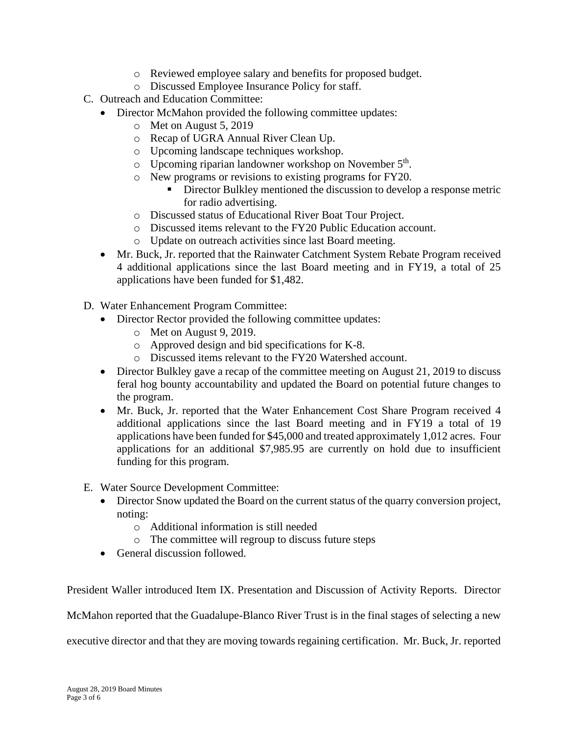- Reviewed employee salary and benefits for proposed budget.
  - Discussed Employee Insurance Policy for staff.

C. Outreach and Education Committee:

- Director McMahon provided the following committee updates:
  - Met on August 5, 2019
  - Recap of UGRA Annual River Clean Up.
  - Upcoming landscape techniques workshop.
  - Upcoming riparian landowner workshop on November 5th.
  - New programs or revisions to existing programs for FY20.
    - Director Bulkley mentioned the discussion to develop a response metric for radio advertising.
  - Discussed status of Educational River Boat Tour Project.
  - Discussed items relevant to the FY20 Public Education account.
  - Update on outreach activities since last Board meeting.
- Mr. Buck, Jr. reported that the Rainwater Catchment System Rebate Program received 4 additional applications since the last Board meeting and in FY19, a total of 25 applications have been funded for $1,482.

D. Water Enhancement Program Committee:

- Director Rector provided the following committee updates:
  - Met on August 9, 2019.
  - Approved design and bid specifications for K-8.
  - Discussed items relevant to the FY20 Watershed account.
- Director Bulkley gave a recap of the committee meeting on August 21, 2019 to discuss feral hog bounty accountability and updated the Board on potential future changes to the program.
- Mr. Buck, Jr. reported that the Water Enhancement Cost Share Program received 4 additional applications since the last Board meeting and in FY19 a total of 19 applications have been funded for $45,000 and treated approximately 1,012 acres. Four applications for an additional $7,985.95 are currently on hold due to insufficient funding for this program.

E. Water Source Development Committee:

- Director Snow updated the Board on the current status of the quarry conversion project, noting:
  - Additional information is still needed
  - The committee will regroup to discuss future steps
- General discussion followed.

President Waller introduced Item IX. Presentation and Discussion of Activity Reports. Director McMahon reported that the Guadalupe-Blanco River Trust is in the final stages of selecting a new executive director and that they are moving towards regaining certification. Mr. Buck, Jr. reported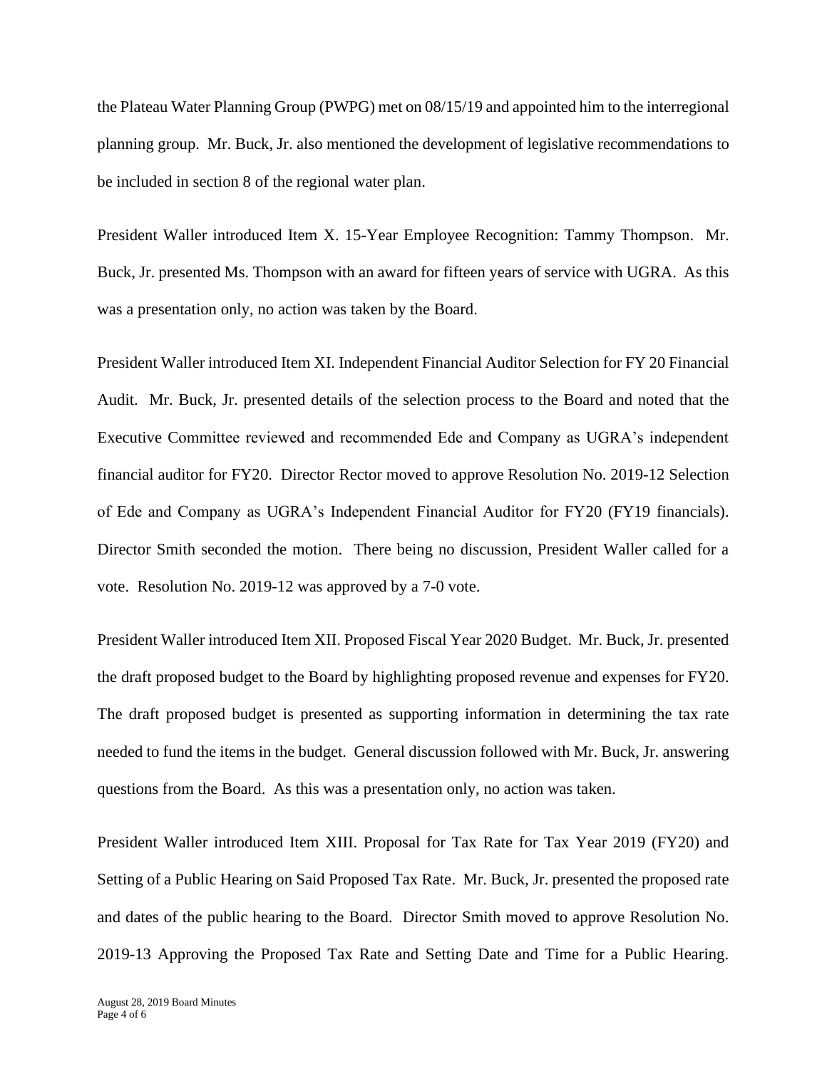the Plateau Water Planning Group (PWPG) met on 08/15/19 and appointed him to the interregional planning group. Mr. Buck, Jr. also mentioned the development of legislative recommendations to be included in section 8 of the regional water plan.

President Waller introduced Item X. 15-Year Employee Recognition: Tammy Thompson. Mr. Buck, Jr. presented Ms. Thompson with an award for fifteen years of service with UGRA. As this was a presentation only, no action was taken by the Board.

President Waller introduced Item XI. Independent Financial Auditor Selection for FY 20 Financial Audit. Mr. Buck, Jr. presented details of the selection process to the Board and noted that the Executive Committee reviewed and recommended Ede and Company as UGRA's independent financial auditor for FY20. Director Rector moved to approve Resolution No. 2019-12 Selection of Ede and Company as UGRA's Independent Financial Auditor for FY20 (FY19 financials). Director Smith seconded the motion. There being no discussion, President Waller called for a vote. Resolution No. 2019-12 was approved by a 7-0 vote.

President Waller introduced Item XII. Proposed Fiscal Year 2020 Budget. Mr. Buck, Jr. presented the draft proposed budget to the Board by highlighting proposed revenue and expenses for FY20. The draft proposed budget is presented as supporting information in determining the tax rate needed to fund the items in the budget. General discussion followed with Mr. Buck, Jr. answering questions from the Board. As this was a presentation only, no action was taken.

President Waller introduced Item XIII. Proposal for Tax Rate for Tax Year 2019 (FY20) and Setting of a Public Hearing on Said Proposed Tax Rate. Mr. Buck, Jr. presented the proposed rate and dates of the public hearing to the Board. Director Smith moved to approve Resolution No. 2019-13 Approving the Proposed Tax Rate and Setting Date and Time for a Public Hearing.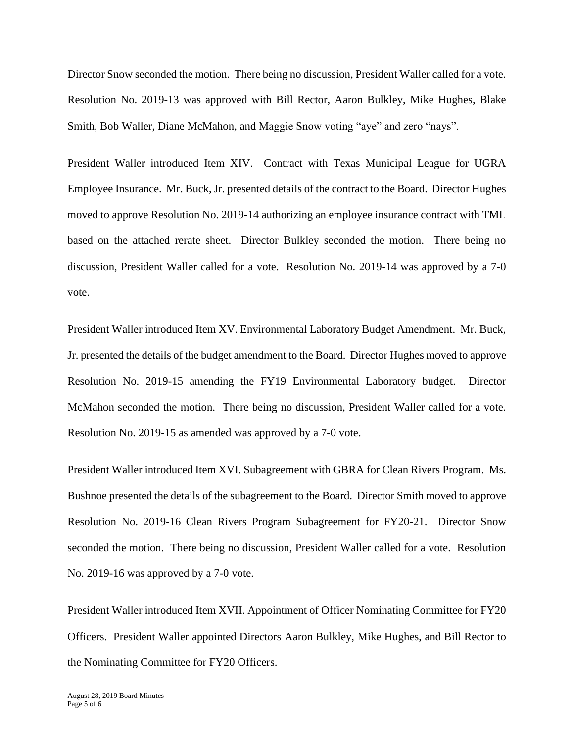Director Snow seconded the motion. There being no discussion, President Waller called for a vote. Resolution No. 2019-13 was approved with Bill Rector, Aaron Bulkley, Mike Hughes, Blake Smith, Bob Waller, Diane McMahon, and Maggie Snow voting "aye" and zero "nays".

President Waller introduced Item XIV. Contract with Texas Municipal League for UGRA Employee Insurance. Mr. Buck, Jr. presented details of the contract to the Board. Director Hughes moved to approve Resolution No. 2019-14 authorizing an employee insurance contract with TML based on the attached rerate sheet. Director Bulkley seconded the motion. There being no discussion, President Waller called for a vote. Resolution No. 2019-14 was approved by a 7-0 vote.

President Waller introduced Item XV. Environmental Laboratory Budget Amendment. Mr. Buck, Jr. presented the details of the budget amendment to the Board. Director Hughes moved to approve Resolution No. 2019-15 amending the FY19 Environmental Laboratory budget. Director McMahon seconded the motion. There being no discussion, President Waller called for a vote. Resolution No. 2019-15 as amended was approved by a 7-0 vote.

President Waller introduced Item XVI. Subagreement with GBRA for Clean Rivers Program. Ms. Bushnoe presented the details of the subagreement to the Board. Director Smith moved to approve Resolution No. 2019-16 Clean Rivers Program Subagreement for FY20-21. Director Snow seconded the motion. There being no discussion, President Waller called for a vote. Resolution No. 2019-16 was approved by a 7-0 vote.

President Waller introduced Item XVII. Appointment of Officer Nominating Committee for FY20 Officers. President Waller appointed Directors Aaron Bulkley, Mike Hughes, and Bill Rector to the Nominating Committee for FY20 Officers.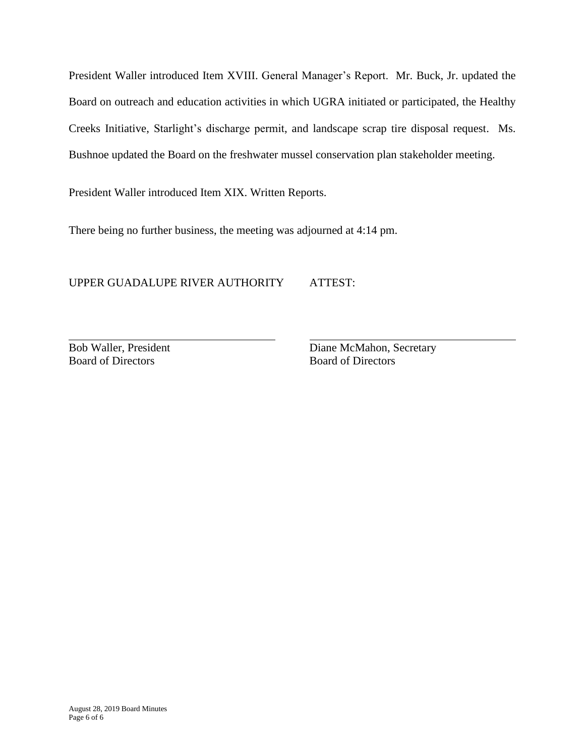President Waller introduced Item XVIII. General Manager's Report. Mr. Buck, Jr. updated the Board on outreach and education activities in which UGRA initiated or participated, the Healthy Creeks Initiative, Starlight's discharge permit, and landscape scrap tire disposal request. Ms. Bushnoe updated the Board on the freshwater mussel conservation plan stakeholder meeting.

President Waller introduced Item XIX. Written Reports.

There being no further business, the meeting was adjourned at 4:14 pm.

UPPER GUADALUPE RIVER AUTHORITY          ATTEST:

\_\_\_\_\_\_\_\_\_\_\_\_\_\_\_\_\_\_\_\_\_\_\_\_\_\_\_\_\_\_\_\_\_\_\_\_          \_\_\_\_\_\_\_\_\_\_\_\_\_\_\_\_\_\_\_\_\_\_\_\_\_\_\_\_\_\_\_\_\_\_\_\_

Bob Waller, President
Board of Directors

Diane McMahon, Secretary
Board of Directors